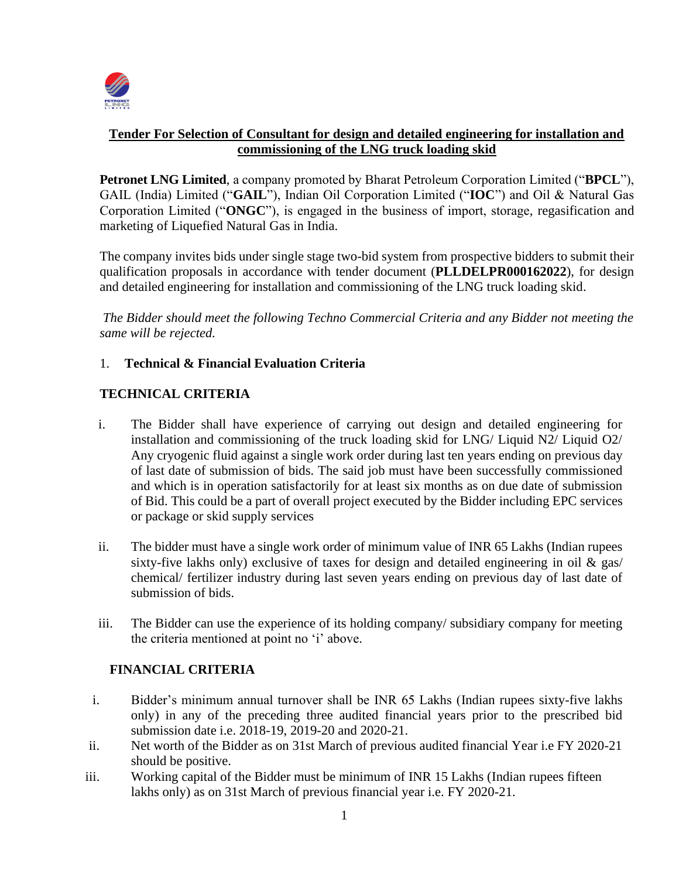## Tender For Selection of Consultant for design and detailed engineering for installation and commissioning of the LNG truck loading skid

**Petronet LNG Limited**, a company promoted by Bharat Petroleum Corporation Limited ("**BPCL**"), GAIL (India) Limited ("**GAIL**"), Indian Oil Corporation Limited ("**IOC**") and Oil & Natural Gas Corporation Limited ("**ONGC**"), is engaged in the business of import, storage, regasification and marketing of Liquefied Natural Gas in India.

The company invites bids under single stage two-bid system from prospective bidders to submit their qualification proposals in accordance with tender document (**PLLDELPR000162022**), for design and detailed engineering for installation and commissioning of the LNG truck loading skid.

*The Bidder should meet the following Techno Commercial Criteria and any Bidder not meeting the same will be rejected.*

1. **Technical & Financial Evaluation Criteria**

### TECHNICAL CRITERIA

i. The Bidder shall have experience of carrying out design and detailed engineering for installation and commissioning of the truck loading skid for LNG/ Liquid N2/ Liquid O2/ Any cryogenic fluid against a single work order during last ten years ending on previous day of last date of submission of bids. The said job must have been successfully commissioned and which is in operation satisfactorily for at least six months as on due date of submission of Bid. This could be a part of overall project executed by the Bidder including EPC services or package or skid supply services

ii. The bidder must have a single work order of minimum value of INR 65 Lakhs (Indian rupees sixty-five lakhs only) exclusive of taxes for design and detailed engineering in oil & gas/ chemical/ fertilizer industry during last seven years ending on previous day of last date of submission of bids.

iii. The Bidder can use the experience of its holding company/ subsidiary company for meeting the criteria mentioned at point no 'i' above.

### FINANCIAL CRITERIA

i. Bidder's minimum annual turnover shall be INR 65 Lakhs (Indian rupees sixty-five lakhs only) in any of the preceding three audited financial years prior to the prescribed bid submission date i.e. 2018-19, 2019-20 and 2020-21.

ii. Net worth of the Bidder as on 31st March of previous audited financial Year i.e FY 2020-21 should be positive.

iii. Working capital of the Bidder must be minimum of INR 15 Lakhs (Indian rupees fifteen lakhs only) as on 31st March of previous financial year i.e. FY 2020-21.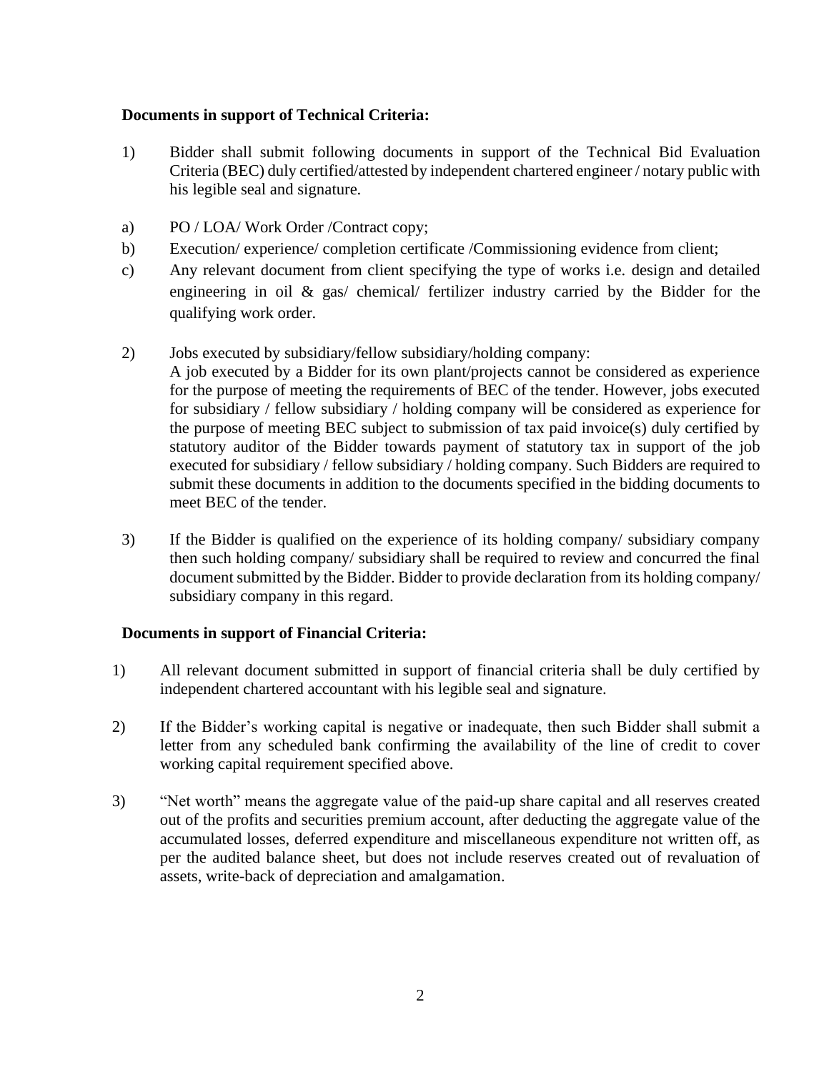**Documents in support of Technical Criteria:**

1) Bidder shall submit following documents in support of the Technical Bid Evaluation Criteria (BEC) duly certified/attested by independent chartered engineer / notary public with his legible seal and signature.

a) PO / LOA/ Work Order /Contract copy;

b) Execution/ experience/ completion certificate /Commissioning evidence from client;

c) Any relevant document from client specifying the type of works i.e. design and detailed engineering in oil & gas/ chemical/ fertilizer industry carried by the Bidder for the qualifying work order.

2) Jobs executed by subsidiary/fellow subsidiary/holding company:
A job executed by a Bidder for its own plant/projects cannot be considered as experience for the purpose of meeting the requirements of BEC of the tender. However, jobs executed for subsidiary / fellow subsidiary / holding company will be considered as experience for the purpose of meeting BEC subject to submission of tax paid invoice(s) duly certified by statutory auditor of the Bidder towards payment of statutory tax in support of the job executed for subsidiary / fellow subsidiary / holding company. Such Bidders are required to submit these documents in addition to the documents specified in the bidding documents to meet BEC of the tender.

3) If the Bidder is qualified on the experience of its holding company/ subsidiary company then such holding company/ subsidiary shall be required to review and concurred the final document submitted by the Bidder. Bidder to provide declaration from its holding company/ subsidiary company in this regard.

**Documents in support of Financial Criteria:**

1) All relevant document submitted in support of financial criteria shall be duly certified by independent chartered accountant with his legible seal and signature.

2) If the Bidder's working capital is negative or inadequate, then such Bidder shall submit a letter from any scheduled bank confirming the availability of the line of credit to cover working capital requirement specified above.

3) "Net worth" means the aggregate value of the paid-up share capital and all reserves created out of the profits and securities premium account, after deducting the aggregate value of the accumulated losses, deferred expenditure and miscellaneous expenditure not written off, as per the audited balance sheet, but does not include reserves created out of revaluation of assets, write-back of depreciation and amalgamation.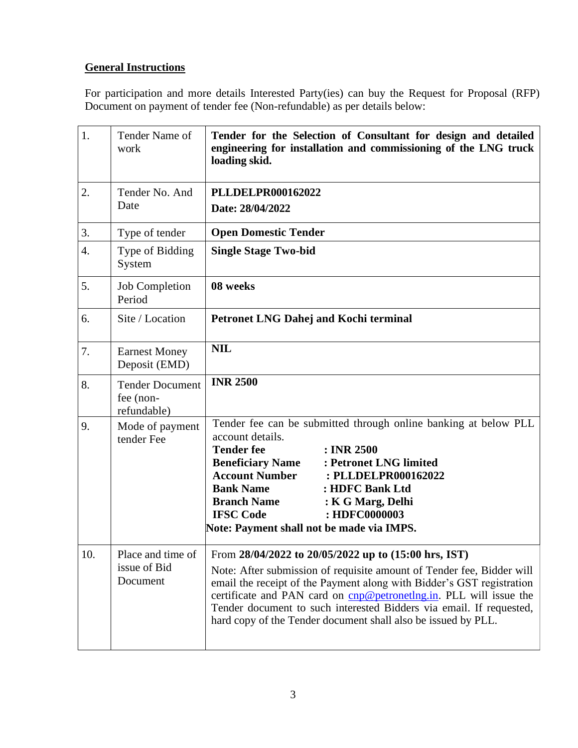**General Instructions**

For participation and more details Interested Party(ies) can buy the Request for Proposal (RFP) Document on payment of tender fee (Non-refundable) as per details below:

| | | |
|---|---|---|
| 1. | Tender Name of work | **Tender for the Selection of Consultant for design and detailed engineering for installation and commissioning of the LNG truck loading skid.** |
| 2. | Tender No. And Date | **PLLDELPR000162022**<br>**Date: 28/04/2022** |
| 3. | Type of tender | **Open Domestic Tender** |
| 4. | Type of Bidding System | **Single Stage Two-bid** |
| 5. | Job Completion Period | **08 weeks** |
| 6. | Site / Location | **Petronet LNG Dahej and Kochi terminal** |
| 7. | Earnest Money Deposit (EMD) | **NIL** |
| 8. | Tender Document fee (non-refundable) | **INR 2500** |
| 9. | Mode of payment tender Fee | Tender fee can be submitted through online banking at below PLL account details.<br>**Tender fee : INR 2500**<br>**Beneficiary Name : Petronet LNG limited**<br>**Account Number : PLLDELPR000162022**<br>**Bank Name : HDFC Bank Ltd**<br>**Branch Name : K G Marg, Delhi**<br>**IFSC Code : HDFC0000003**<br>**Note: Payment shall not be made via IMPS.** |
| 10. | Place and time of issue of Bid Document | From **28/04/2022 to 20/05/2022 up to (15:00 hrs, IST)**<br>Note: After submission of requisite amount of Tender fee, Bidder will email the receipt of the Payment along with Bidder's GST registration certificate and PAN card on cnp@petronetlng.in. PLL will issue the Tender document to such interested Bidders via email. If requested, hard copy of the Tender document shall also be issued by PLL. |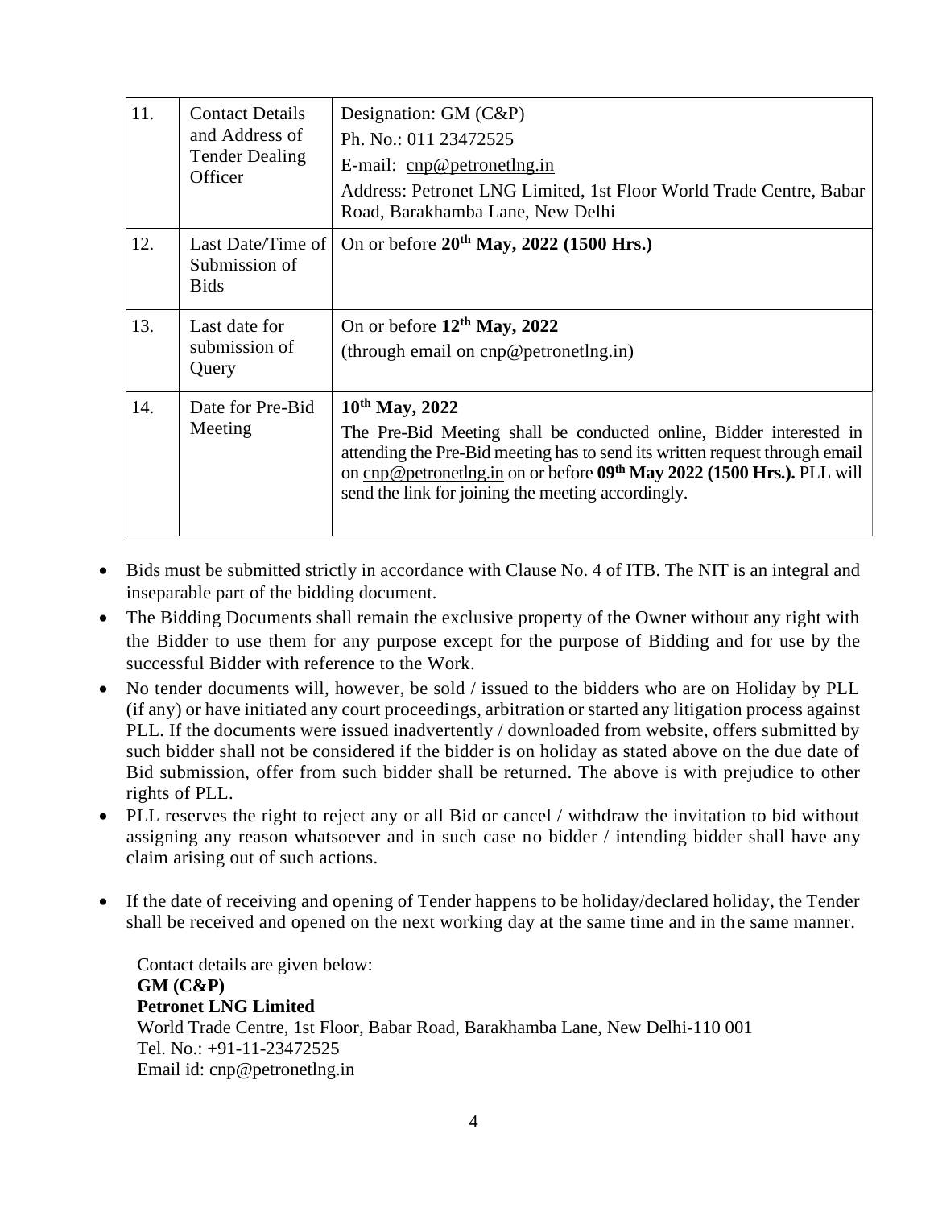| | | |
|---|---|---|
| 11. | Contact Details and Address of Tender Dealing Officer | Designation: GM (C&P)<br>Ph. No.: 011 23472525<br>E-mail: cnp@petronetlng.in<br>Address: Petronet LNG Limited, 1st Floor World Trade Centre, Babar Road, Barakhamba Lane, New Delhi |
| 12. | Last Date/Time of Submission of Bids | On or before **20th May, 2022 (1500 Hrs.)** |
| 13. | Last date for submission of Query | On or before **12th May, 2022**<br>(through email on cnp@petronetlng.in) |
| 14. | Date for Pre-Bid Meeting | **10th May, 2022**<br>The Pre-Bid Meeting shall be conducted online, Bidder interested in attending the Pre-Bid meeting has to send its written request through email on cnp@petronetlng.in on or before **09th May 2022 (1500 Hrs.).** PLL will send the link for joining the meeting accordingly. |

- Bids must be submitted strictly in accordance with Clause No. 4 of ITB. The NIT is an integral and inseparable part of the bidding document.
- The Bidding Documents shall remain the exclusive property of the Owner without any right with the Bidder to use them for any purpose except for the purpose of Bidding and for use by the successful Bidder with reference to the Work.
- No tender documents will, however, be sold / issued to the bidders who are on Holiday by PLL (if any) or have initiated any court proceedings, arbitration or started any litigation process against PLL. If the documents were issued inadvertently / downloaded from website, offers submitted by such bidder shall not be considered if the bidder is on holiday as stated above on the due date of Bid submission, offer from such bidder shall be returned. The above is with prejudice to other rights of PLL.
- PLL reserves the right to reject any or all Bid or cancel / withdraw the invitation to bid without assigning any reason whatsoever and in such case no bidder / intending bidder shall have any claim arising out of such actions.
- If the date of receiving and opening of Tender happens to be holiday/declared holiday, the Tender shall be received and opened on the next working day at the same time and in the same manner.

Contact details are given below:
**GM (C&P)**
**Petronet LNG Limited**
World Trade Centre, 1st Floor, Babar Road, Barakhamba Lane, New Delhi-110 001
Tel. No.: +91-11-23472525
Email id: cnp@petronetlng.in